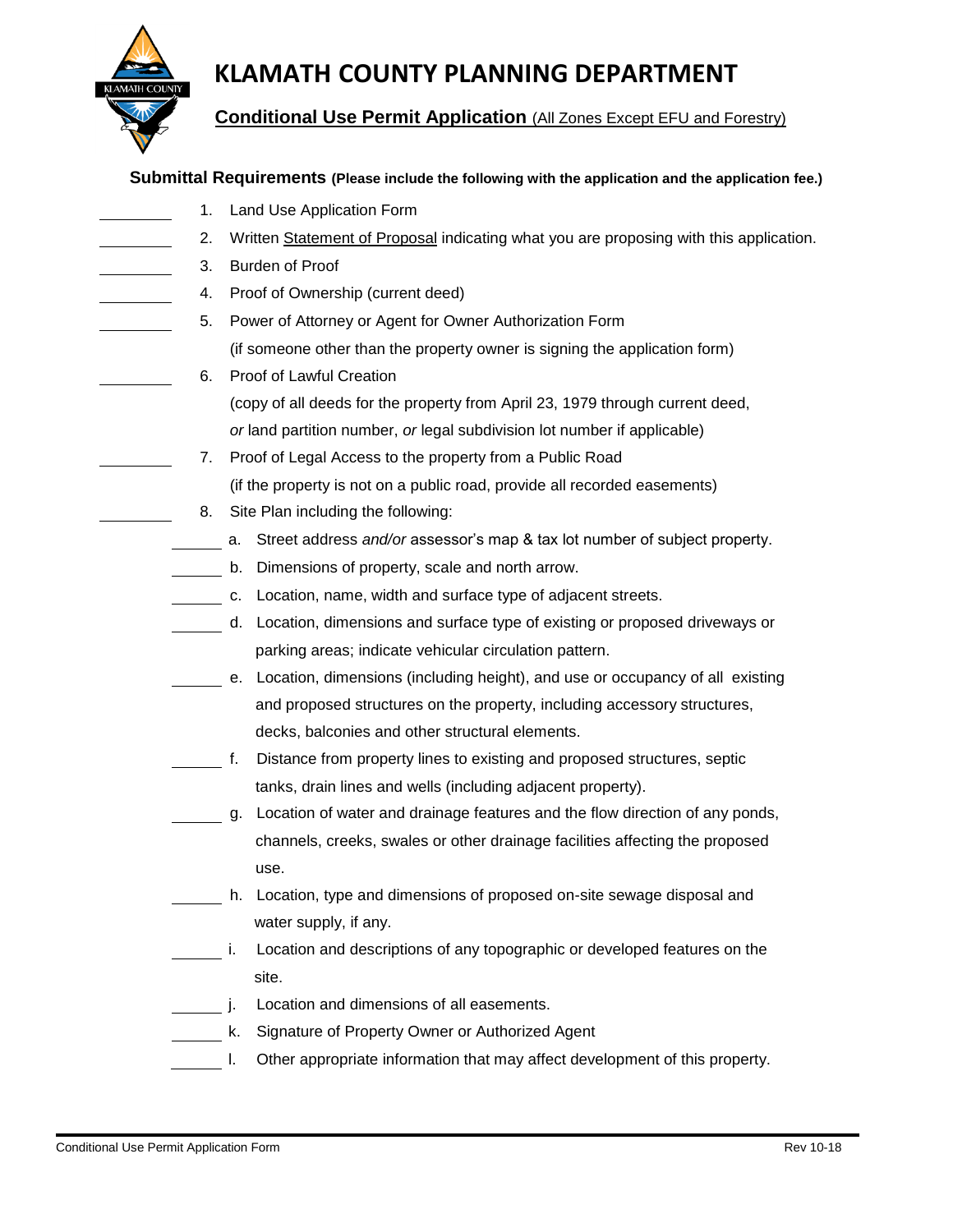# KLAMATH COUNTY PLANNING DEPARTMENT

## Conditional Use Permit Application (All Zones Except EFU and Forestry)

**Submittal Requirements (Please include the following with the application and the application fee.)**

_________ 1. Land Use Application Form

_________ 2. Written Statement of Proposal indicating what you are proposing with this application.

_________ 3. Burden of Proof

_________ 4. Proof of Ownership (current deed)

_________ 5. Power of Attorney or Agent for Owner Authorization Form (if someone other than the property owner is signing the application form)

_________ 6. Proof of Lawful Creation (copy of all deeds for the property from April 23, 1979 through current deed, *or* land partition number, *or* legal subdivision lot number if applicable)

_________ 7. Proof of Legal Access to the property from a Public Road (if the property is not on a public road, provide all recorded easements)

_________ 8. Site Plan including the following:

- ______ a. Street address *and/or* assessor's map & tax lot number of subject property.
- ______ b. Dimensions of property, scale and north arrow.
- ______ c. Location, name, width and surface type of adjacent streets.
- ______ d. Location, dimensions and surface type of existing or proposed driveways or parking areas; indicate vehicular circulation pattern.
- ______ e. Location, dimensions (including height), and use or occupancy of all existing and proposed structures on the property, including accessory structures, decks, balconies and other structural elements.
- ______ f. Distance from property lines to existing and proposed structures, septic tanks, drain lines and wells (including adjacent property).
- ______ g. Location of water and drainage features and the flow direction of any ponds, channels, creeks, swales or other drainage facilities affecting the proposed use.
- ______ h. Location, type and dimensions of proposed on-site sewage disposal and water supply, if any.
- ______ i. Location and descriptions of any topographic or developed features on the site.
- ______ j. Location and dimensions of all easements.
- ______ k. Signature of Property Owner or Authorized Agent
- ______ l. Other appropriate information that may affect development of this property.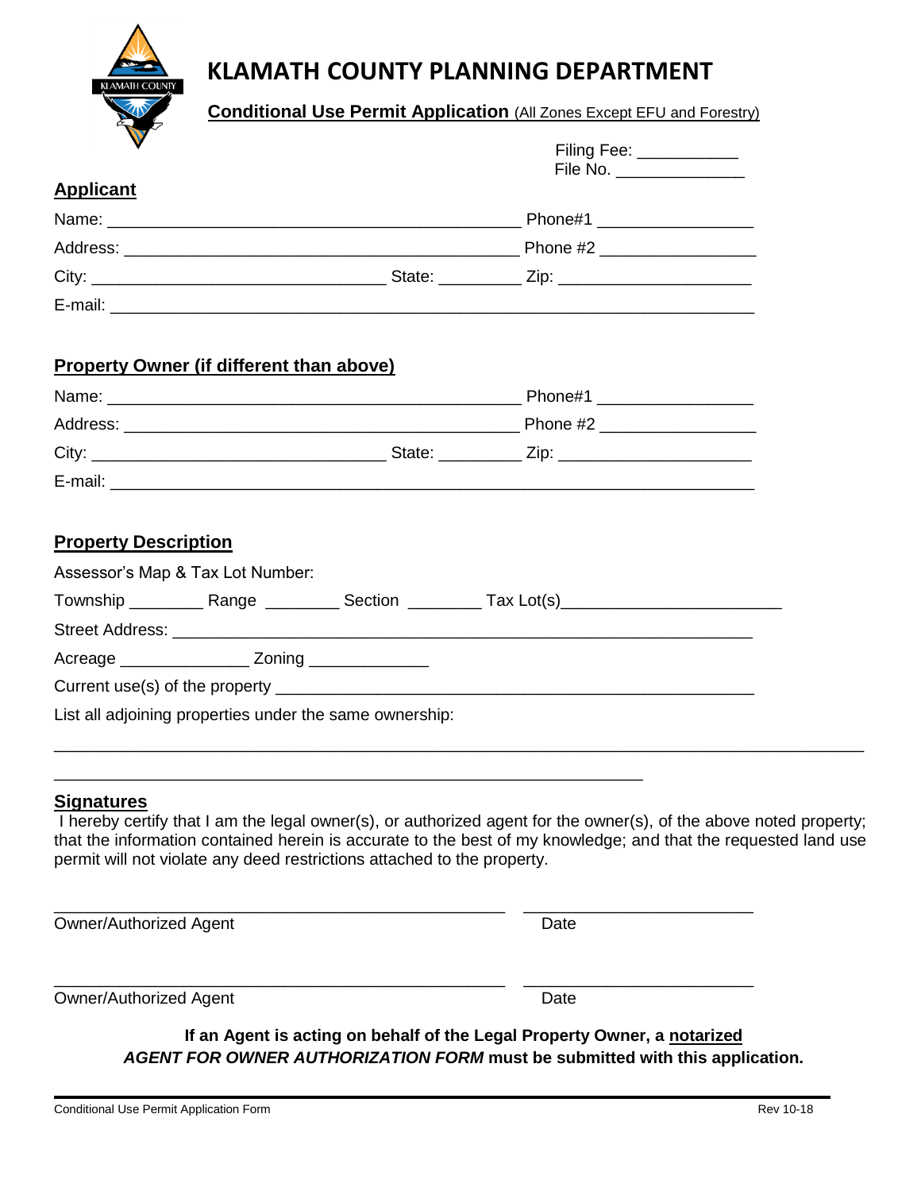# KLAMATH COUNTY PLANNING DEPARTMENT

**Conditional Use Permit Application** (All Zones Except EFU and Forestry)

Filing Fee: ___________
File No. ______________

## Applicant

Name: ____________________________________________ Phone#1 ________________

Address: __________________________________________ Phone #2 ________________

City: _______________________________ State: _________ Zip: ____________________

E-mail: ______________________________________________________________________

## Property Owner (if different than above)

Name: ____________________________________________ Phone#1 ________________

Address: __________________________________________ Phone #2 ________________

City: _______________________________ State: _________ Zip: ____________________

E-mail: ______________________________________________________________________

## Property Description

Assessor's Map & Tax Lot Number:

Township ________ Range ________ Section ________ Tax Lot(s)_______________________

Street Address: ______________________________________________________________

Acreage ______________ Zoning _____________

Current use(s) of the property ___________________________________________________

List all adjoining properties under the same ownership:

__________________________________________________________________________________

______________________________________________________________

## Signatures

I hereby certify that I am the legal owner(s), or authorized agent for the owner(s), of the above noted property; that the information contained herein is accurate to the best of my knowledge; and that the requested land use permit will not violate any deed restrictions attached to the property.

_______________________________________________ _________________________
Owner/Authorized Agent Date

_______________________________________________ _________________________
Owner/Authorized Agent Date

**If an Agent is acting on behalf of the Legal Property Owner, a notarized *AGENT FOR OWNER AUTHORIZATION FORM* must be submitted with this application.**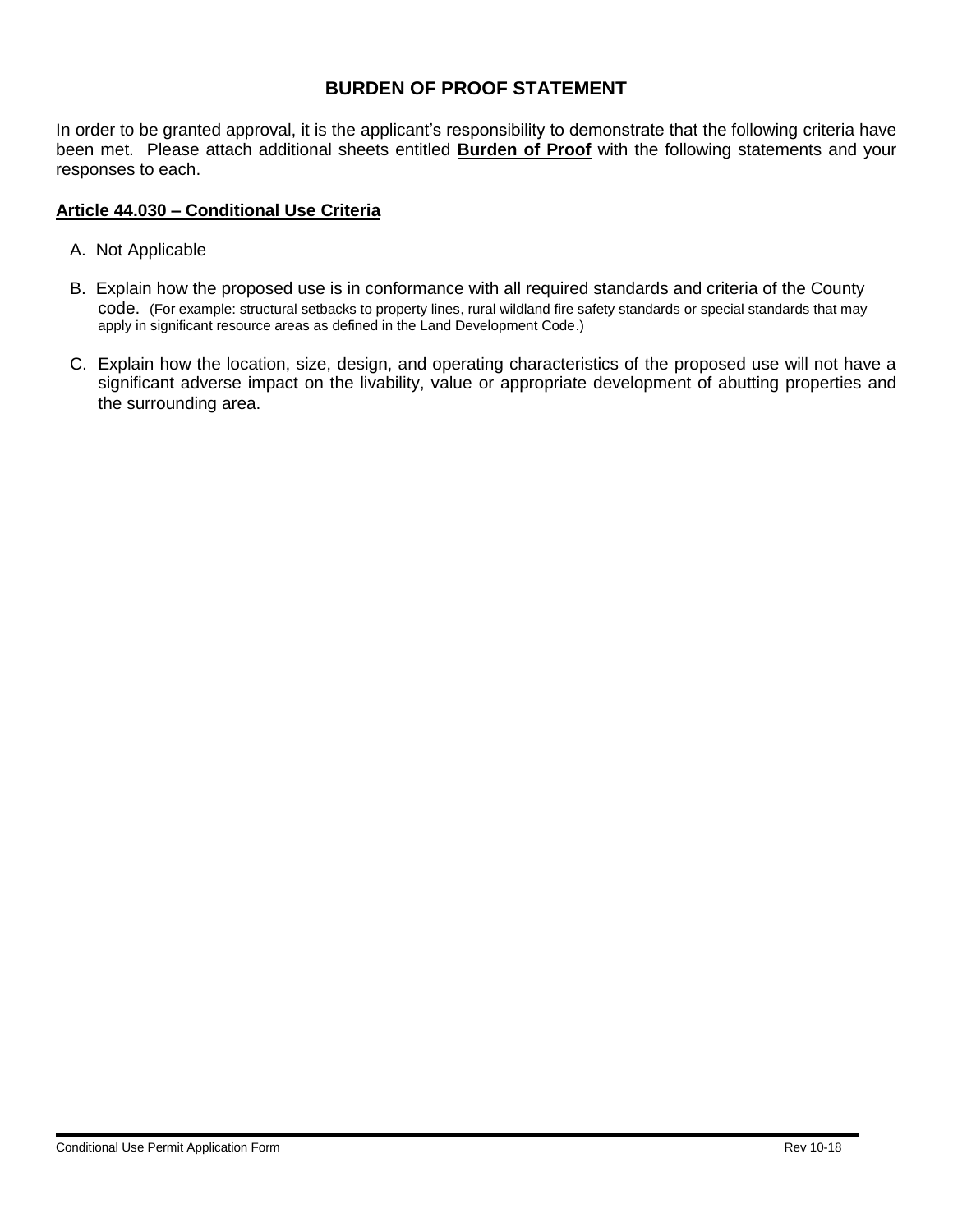# BURDEN OF PROOF STATEMENT

In order to be granted approval, it is the applicant's responsibility to demonstrate that the following criteria have been met. Please attach additional sheets entitled **Burden of Proof** with the following statements and your responses to each.

**Article 44.030 – Conditional Use Criteria**

A. Not Applicable

B. Explain how the proposed use is in conformance with all required standards and criteria of the County code. (For example: structural setbacks to property lines, rural wildland fire safety standards or special standards that may apply in significant resource areas as defined in the Land Development Code.)

C. Explain how the location, size, design, and operating characteristics of the proposed use will not have a significant adverse impact on the livability, value or appropriate development of abutting properties and the surrounding area.